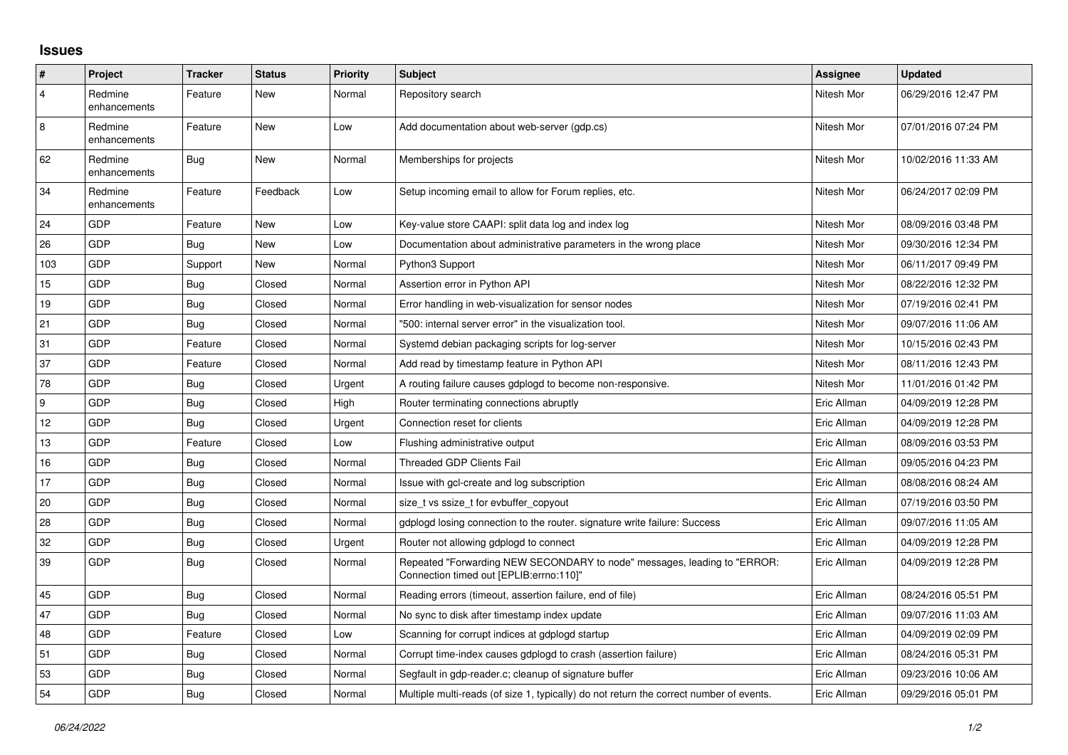## Issues

| # | Project | Tracker | Status | Priority | Subject | Assignee | Updated |
|---|---|---|---|---|---|---|---|
| 4 | Redmine enhancements | Feature | New | Normal | Repository search | Nitesh Mor | 06/29/2016 12:47 PM |
| 8 | Redmine enhancements | Feature | New | Low | Add documentation about web-server (gdp.cs) | Nitesh Mor | 07/01/2016 07:24 PM |
| 62 | Redmine enhancements | Bug | New | Normal | Memberships for projects | Nitesh Mor | 10/02/2016 11:33 AM |
| 34 | Redmine enhancements | Feature | Feedback | Low | Setup incoming email to allow for Forum replies, etc. | Nitesh Mor | 06/24/2017 02:09 PM |
| 24 | GDP | Feature | New | Low | Key-value store CAAPI: split data log and index log | Nitesh Mor | 08/09/2016 03:48 PM |
| 26 | GDP | Bug | New | Low | Documentation about administrative parameters in the wrong place | Nitesh Mor | 09/30/2016 12:34 PM |
| 103 | GDP | Support | New | Normal | Python3 Support | Nitesh Mor | 06/11/2017 09:49 PM |
| 15 | GDP | Bug | Closed | Normal | Assertion error in Python API | Nitesh Mor | 08/22/2016 12:32 PM |
| 19 | GDP | Bug | Closed | Normal | Error handling in web-visualization for sensor nodes | Nitesh Mor | 07/19/2016 02:41 PM |
| 21 | GDP | Bug | Closed | Normal | "500: internal server error" in the visualization tool. | Nitesh Mor | 09/07/2016 11:06 AM |
| 31 | GDP | Feature | Closed | Normal | Systemd debian packaging scripts for log-server | Nitesh Mor | 10/15/2016 02:43 PM |
| 37 | GDP | Feature | Closed | Normal | Add read by timestamp feature in Python API | Nitesh Mor | 08/11/2016 12:43 PM |
| 78 | GDP | Bug | Closed | Urgent | A routing failure causes gdplogd to become non-responsive. | Nitesh Mor | 11/01/2016 01:42 PM |
| 9 | GDP | Bug | Closed | High | Router terminating connections abruptly | Eric Allman | 04/09/2019 12:28 PM |
| 12 | GDP | Bug | Closed | Urgent | Connection reset for clients | Eric Allman | 04/09/2019 12:28 PM |
| 13 | GDP | Feature | Closed | Low | Flushing administrative output | Eric Allman | 08/09/2016 03:53 PM |
| 16 | GDP | Bug | Closed | Normal | Threaded GDP Clients Fail | Eric Allman | 09/05/2016 04:23 PM |
| 17 | GDP | Bug | Closed | Normal | Issue with gcl-create and log subscription | Eric Allman | 08/08/2016 08:24 AM |
| 20 | GDP | Bug | Closed | Normal | size_t vs ssize_t for evbuffer_copyout | Eric Allman | 07/19/2016 03:50 PM |
| 28 | GDP | Bug | Closed | Normal | gdplogd losing connection to the router. signature write failure: Success | Eric Allman | 09/07/2016 11:05 AM |
| 32 | GDP | Bug | Closed | Urgent | Router not allowing gdplogd to connect | Eric Allman | 04/09/2019 12:28 PM |
| 39 | GDP | Bug | Closed | Normal | Repeated "Forwarding NEW SECONDARY to node" messages, leading to "ERROR: Connection timed out [EPLIB:errno:110]" | Eric Allman | 04/09/2019 12:28 PM |
| 45 | GDP | Bug | Closed | Normal | Reading errors (timeout, assertion failure, end of file) | Eric Allman | 08/24/2016 05:51 PM |
| 47 | GDP | Bug | Closed | Normal | No sync to disk after timestamp index update | Eric Allman | 09/07/2016 11:03 AM |
| 48 | GDP | Feature | Closed | Low | Scanning for corrupt indices at gdplogd startup | Eric Allman | 04/09/2019 02:09 PM |
| 51 | GDP | Bug | Closed | Normal | Corrupt time-index causes gdplogd to crash (assertion failure) | Eric Allman | 08/24/2016 05:31 PM |
| 53 | GDP | Bug | Closed | Normal | Segfault in gdp-reader.c; cleanup of signature buffer | Eric Allman | 09/23/2016 10:06 AM |
| 54 | GDP | Bug | Closed | Normal | Multiple multi-reads (of size 1, typically) do not return the correct number of events. | Eric Allman | 09/29/2016 05:01 PM |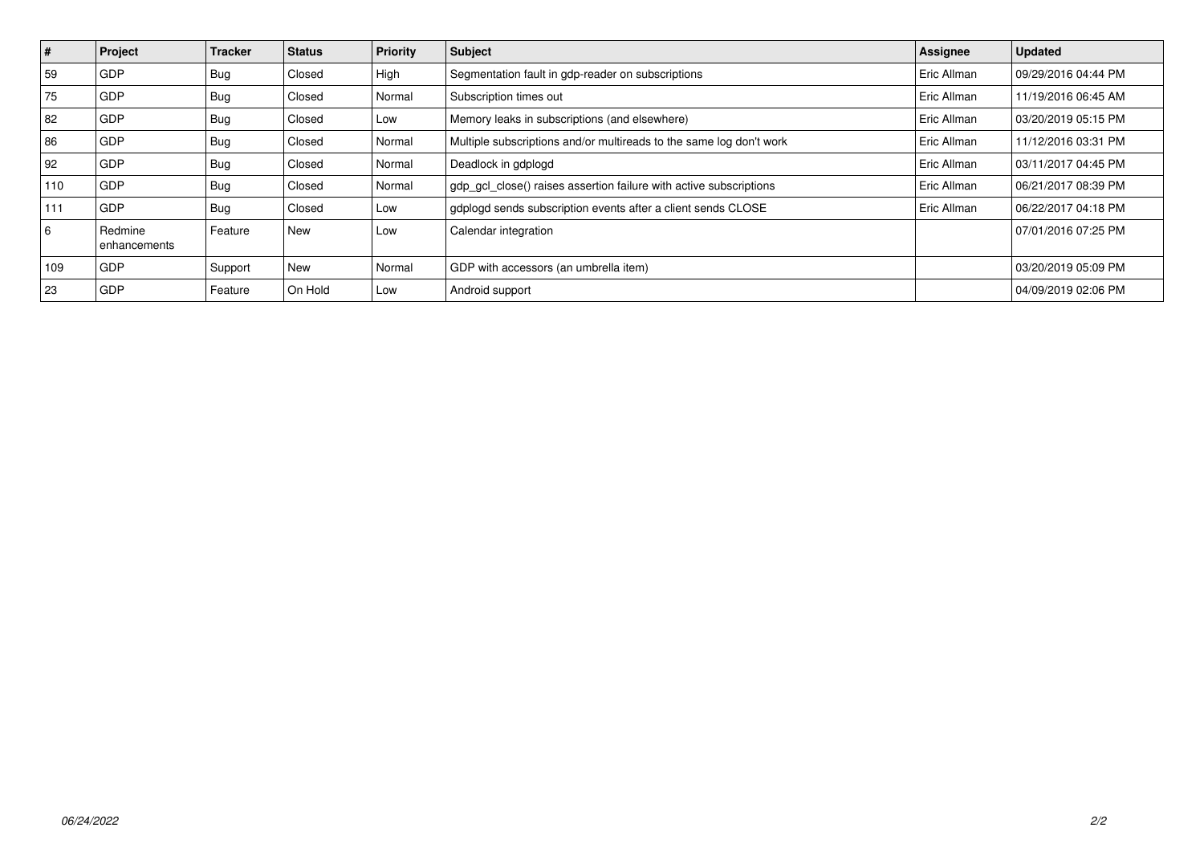| # | Project | Tracker | Status | Priority | Subject | Assignee | Updated |
|---|---|---|---|---|---|---|---|
| 59 | GDP | Bug | Closed | High | Segmentation fault in gdp-reader on subscriptions | Eric Allman | 09/29/2016 04:44 PM |
| 75 | GDP | Bug | Closed | Normal | Subscription times out | Eric Allman | 11/19/2016 06:45 AM |
| 82 | GDP | Bug | Closed | Low | Memory leaks in subscriptions (and elsewhere) | Eric Allman | 03/20/2019 05:15 PM |
| 86 | GDP | Bug | Closed | Normal | Multiple subscriptions and/or multireads to the same log don't work | Eric Allman | 11/12/2016 03:31 PM |
| 92 | GDP | Bug | Closed | Normal | Deadlock in gdplogd | Eric Allman | 03/11/2017 04:45 PM |
| 110 | GDP | Bug | Closed | Normal | gdp_gcl_close() raises assertion failure with active subscriptions | Eric Allman | 06/21/2017 08:39 PM |
| 111 | GDP | Bug | Closed | Low | gdplogd sends subscription events after a client sends CLOSE | Eric Allman | 06/22/2017 04:18 PM |
| 6 | Redmine enhancements | Feature | New | Low | Calendar integration | | 07/01/2016 07:25 PM |
| 109 | GDP | Support | New | Normal | GDP with accessors (an umbrella item) | | 03/20/2019 05:09 PM |
| 23 | GDP | Feature | On Hold | Low | Android support | | 04/09/2019 02:06 PM |